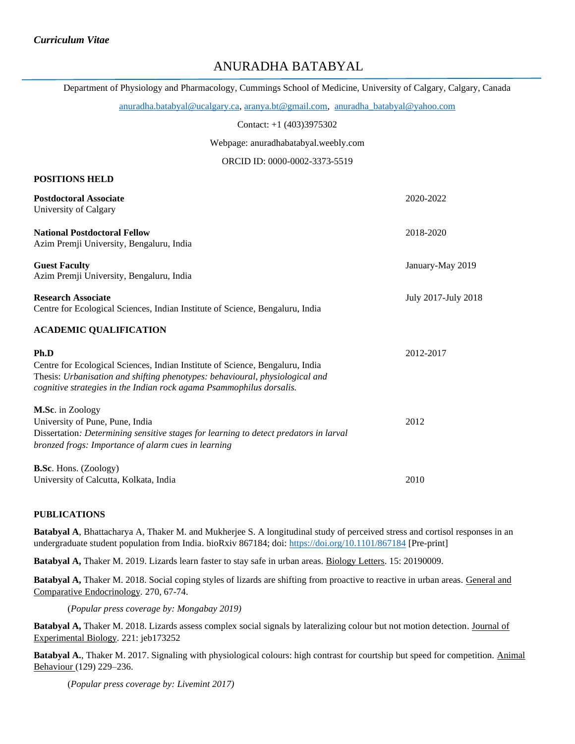*Curriculum Vitae*

# ANURADHA BATABYAL

Department of Physiology and Pharmacology, Cummings School of Medicine, University of Calgary, Calgary, Canada

anuradha.batabyal@ucalgary.ca, aranya.bt@gmail.com, anuradha_batabyal@yahoo.com

Contact: +1 (403)3975302

Webpage: anuradhabatabyal.weebly.com

ORCID ID: 0000-0002-3373-5519

## POSITIONS HELD

**Postdoctoral Associate** — 2020-2022
University of Calgary

**National Postdoctoral Fellow** — 2018-2020
Azim Premji University, Bengaluru, India

**Guest Faculty** — January-May 2019
Azim Premji University, Bengaluru, India

**Research Associate** — July 2017-July 2018
Centre for Ecological Sciences, Indian Institute of Science, Bengaluru, India

## ACADEMIC QUALIFICATION

**Ph.D** — 2012-2017
Centre for Ecological Sciences, Indian Institute of Science, Bengaluru, India
Thesis: *Urbanisation and shifting phenotypes: behavioural, physiological and cognitive strategies in the Indian rock agama Psammophilus dorsalis.*

**M.Sc**. in Zoology
University of Pune, Pune, India — 2012
Dissertation*: Determining sensitive stages for learning to detect predators in larval bronzed frogs: Importance of alarm cues in learning*

**B.Sc**. Hons. (Zoology)
University of Calcutta, Kolkata, India — 2010

## PUBLICATIONS

**Batabyal A**, Bhattacharya A, Thaker M. and Mukherjee S. A longitudinal study of perceived stress and cortisol responses in an undergraduate student population from India. bioRxiv 867184; doi: https://doi.org/10.1101/867184 [Pre-print]

**Batabyal A,** Thaker M. 2019. Lizards learn faster to stay safe in urban areas. Biology Letters. 15: 20190009.

**Batabyal A,** Thaker M. 2018. Social coping styles of lizards are shifting from proactive to reactive in urban areas. General and Comparative Endocrinology. 270, 67-74.

(*Popular press coverage by: Mongabay 2019)*

**Batabyal A,** Thaker M. 2018. Lizards assess complex social signals by lateralizing colour but not motion detection. Journal of Experimental Biology. 221: jeb173252

**Batabyal A.**, Thaker M. 2017. Signaling with physiological colours: high contrast for courtship but speed for competition. Animal Behaviour (129) 229–236.

(*Popular press coverage by: Livemint 2017)*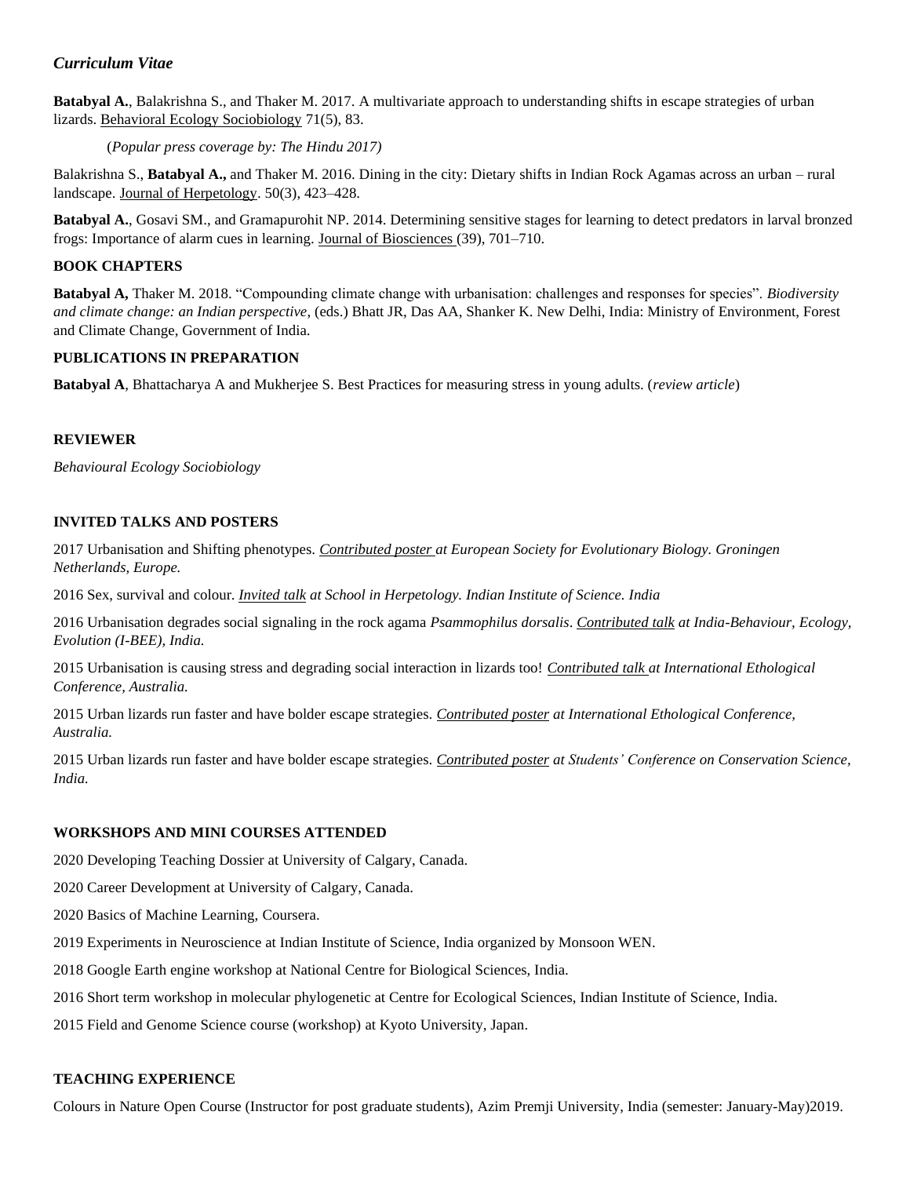*Curriculum Vitae*

**Batabyal A.**, Balakrishna S., and Thaker M. 2017. A multivariate approach to understanding shifts in escape strategies of urban lizards. Behavioral Ecology Sociobiology 71(5), 83.

(*Popular press coverage by: The Hindu 2017)*

Balakrishna S., **Batabyal A.,** and Thaker M. 2016. Dining in the city: Dietary shifts in Indian Rock Agamas across an urban – rural landscape. Journal of Herpetology. 50(3), 423–428.

**Batabyal A.**, Gosavi SM., and Gramapurohit NP. 2014. Determining sensitive stages for learning to detect predators in larval bronzed frogs: Importance of alarm cues in learning. Journal of Biosciences (39), 701–710.

## BOOK CHAPTERS

**Batabyal A,** Thaker M. 2018. "Compounding climate change with urbanisation: challenges and responses for species". *Biodiversity and climate change: an Indian perspective*, (eds.) Bhatt JR, Das AA, Shanker K. New Delhi, India: Ministry of Environment, Forest and Climate Change, Government of India.

## PUBLICATIONS IN PREPARATION

**Batabyal A**, Bhattacharya A and Mukherjee S. Best Practices for measuring stress in young adults. (*review article*)

## REVIEWER

*Behavioural Ecology Sociobiology*

## INVITED TALKS AND POSTERS

2017 Urbanisation and Shifting phenotypes. *Contributed poster at European Society for Evolutionary Biology. Groningen Netherlands, Europe.*

2016 Sex, survival and colour. *Invited talk at School in Herpetology. Indian Institute of Science. India*

2016 Urbanisation degrades social signaling in the rock agama *Psammophilus dorsalis*. *Contributed talk at India-Behaviour, Ecology, Evolution (I-BEE), India.*

2015 Urbanisation is causing stress and degrading social interaction in lizards too! *Contributed talk at International Ethological Conference, Australia.*

2015 Urban lizards run faster and have bolder escape strategies. *Contributed poster at International Ethological Conference, Australia.*

2015 Urban lizards run faster and have bolder escape strategies. *Contributed poster at Students' Conference on Conservation Science, India.*

## WORKSHOPS AND MINI COURSES ATTENDED

2020 Developing Teaching Dossier at University of Calgary, Canada.

2020 Career Development at University of Calgary, Canada.

2020 Basics of Machine Learning, Coursera.

2019 Experiments in Neuroscience at Indian Institute of Science, India organized by Monsoon WEN.

2018 Google Earth engine workshop at National Centre for Biological Sciences, India.

2016 Short term workshop in molecular phylogenetic at Centre for Ecological Sciences, Indian Institute of Science, India.

2015 Field and Genome Science course (workshop) at Kyoto University, Japan.

## TEACHING EXPERIENCE

Colours in Nature Open Course (Instructor for post graduate students), Azim Premji University, India (semester: January-May)2019.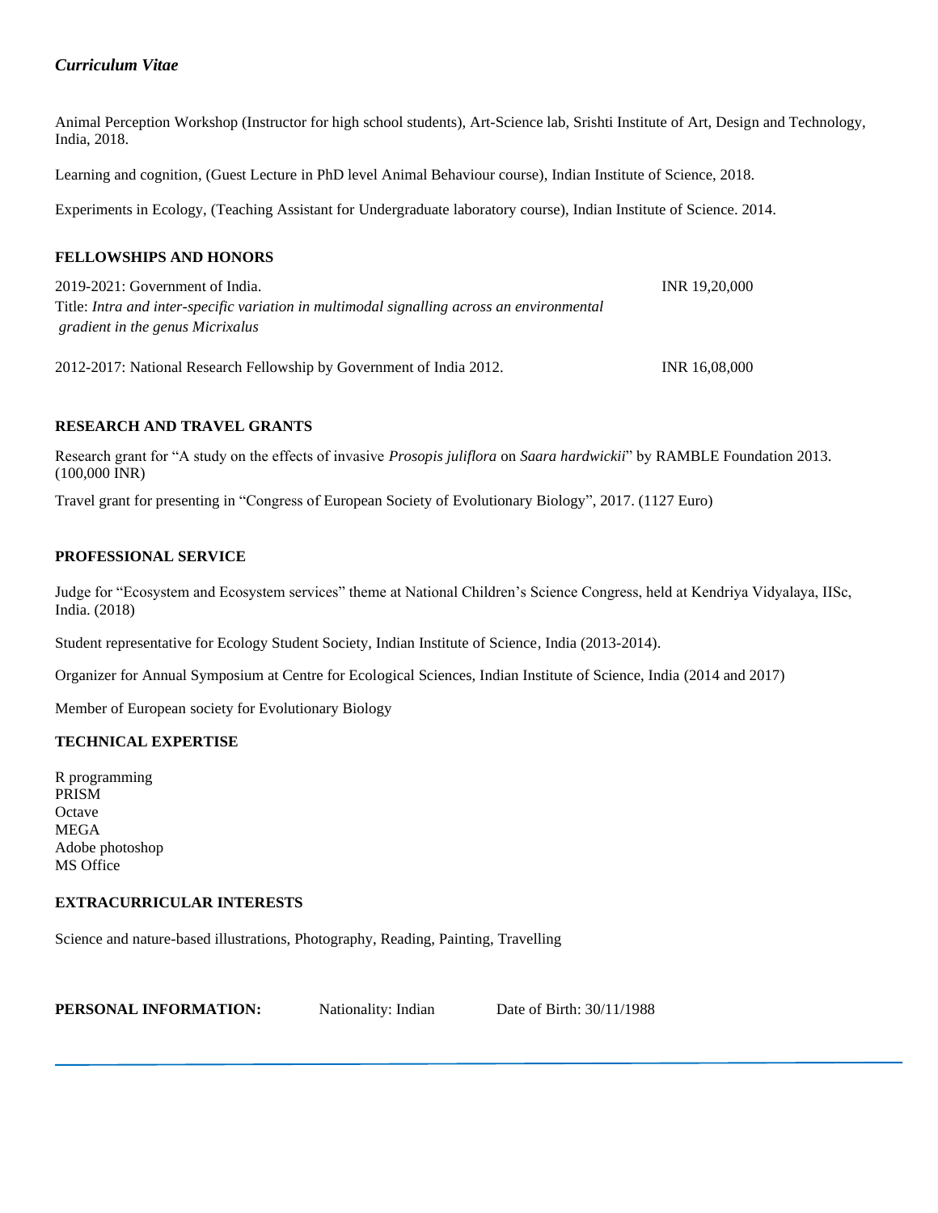*Curriculum Vitae*

Animal Perception Workshop (Instructor for high school students), Art-Science lab, Srishti Institute of Art, Design and Technology, India, 2018.

Learning and cognition, (Guest Lecture in PhD level Animal Behaviour course), Indian Institute of Science, 2018.

Experiments in Ecology, (Teaching Assistant for Undergraduate laboratory course), Indian Institute of Science. 2014.

**FELLOWSHIPS AND HONORS**

2019-2021: Government of India. INR 19,20,000
Title: *Intra and inter-specific variation in multimodal signalling across an environmental gradient in the genus Micrixalus*

2012-2017: National Research Fellowship by Government of India 2012. INR 16,08,000

**RESEARCH AND TRAVEL GRANTS**

Research grant for "A study on the effects of invasive *Prosopis juliflora* on *Saara hardwickii*" by RAMBLE Foundation 2013. (100,000 INR)

Travel grant for presenting in "Congress of European Society of Evolutionary Biology", 2017. (1127 Euro)

**PROFESSIONAL SERVICE**

Judge for "Ecosystem and Ecosystem services" theme at National Children's Science Congress, held at Kendriya Vidyalaya, IISc, India. (2018)

Student representative for Ecology Student Society, Indian Institute of Science, India (2013-2014).

Organizer for Annual Symposium at Centre for Ecological Sciences, Indian Institute of Science, India (2014 and 2017)

Member of European society for Evolutionary Biology

**TECHNICAL EXPERTISE**

R programming
PRISM
Octave
MEGA
Adobe photoshop
MS Office

**EXTRACURRICULAR INTERESTS**

Science and nature-based illustrations, Photography, Reading, Painting, Travelling

**PERSONAL INFORMATION:** Nationality: Indian Date of Birth: 30/11/1988